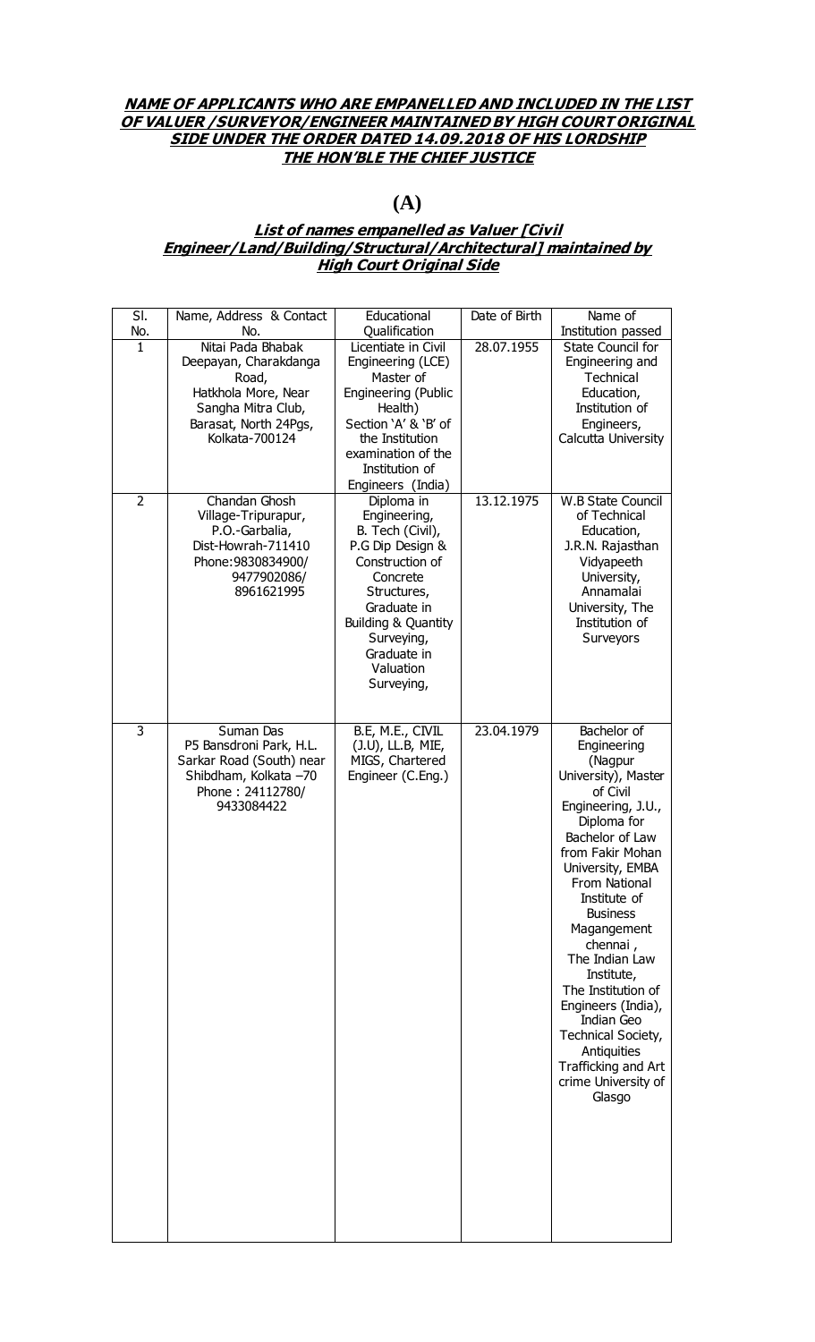**_NAME OF APPLICANTS WHO ARE EMPANELLED AND INCLUDED IN THE LIST OF VALUER /SURVEYOR/ENGINEER MAINTAINED BY HIGH COURT ORIGINAL SIDE UNDER THE ORDER DATED 14.09.2018 OF HIS LORDSHIP THE HON'BLE THE CHIEF JUSTICE_**

# (A)

**_List of names empanelled as Valuer [Civil Engineer/Land/Building/Structural/Architectural] maintained by High Court Original Side_**

| Sl. No. | Name, Address & Contact No. | Educational Qualification | Date of Birth | Name of Institution passed |
|---|---|---|---|---|
| 1 | Nitai Pada Bhabak Deepayan, Charakdanga Road, Hatkhola More, Near Sangha Mitra Club, Barasat, North 24Pgs, Kolkata-700124 | Licentiate in Civil Engineering (LCE) Master of Engineering (Public Health) Section 'A' & 'B' of the Institution examination of the Institution of Engineers (India) | 28.07.1955 | State Council for Engineering and Technical Education, Institution of Engineers, Calcutta University |
| 2 | Chandan Ghosh Village-Tripurapur, P.O.-Garbalia, Dist-Howrah-711410 Phone:9830834900/ 9477902086/ 8961621995 | Diploma in Engineering, B. Tech (Civil), P.G Dip Design & Construction of Concrete Structures, Graduate in Building & Quantity Surveying, Graduate in Valuation Surveying, | 13.12.1975 | W.B State Council of Technical Education, J.R.N. Rajasthan Vidyapeeth University, Annamalai University, The Institution of Surveyors |
| 3 | Suman Das P5 Bansdroni Park, H.L. Sarkar Road (South) near Shibdham, Kolkata –70 Phone : 24112780/ 9433084422 | B.E, M.E., CIVIL (J.U), LL.B, MIE, MIGS, Chartered Engineer (C.Eng.) | 23.04.1979 | Bachelor of Engineering (Nagpur University), Master of Civil Engineering, J.U., Diploma for Bachelor of Law from Fakir Mohan University, EMBA From National Institute of Business Magangement chennai , The Indian Law Institute, The Institution of Engineers (India), Indian Geo Technical Society, Antiquities Trafficking and Art crime University of Glasgo |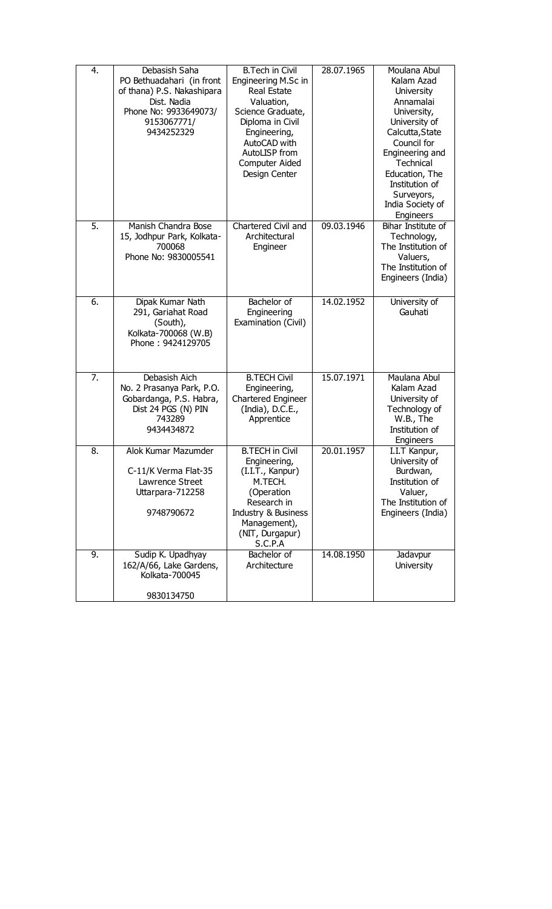| 4. | Debasish Saha<br>PO Bethuadahari (in front of thana) P.S. Nakashipara<br>Dist. Nadia<br>Phone No: 9933649073/ 9153067771/ 9434252329 | B.Tech in Civil Engineering M.Sc in Real Estate Valuation, Science Graduate, Diploma in Civil Engineering, AutoCAD with AutoLISP from Computer Aided Design Center | 28.07.1965 | Moulana Abul Kalam Azad University Annamalai University, University of Calcutta,State Council for Engineering and Technical Education, The Institution of Surveyors, India Society of Engineers |
|---|---|---|---|---|
| 5. | Manish Chandra Bose<br>15, Jodhpur Park, Kolkata-700068<br>Phone No: 9830005541 | Chartered Civil and Architectural Engineer | 09.03.1946 | Bihar Institute of Technology, The Institution of Valuers, The Institution of Engineers (India) |
| 6. | Dipak Kumar Nath<br>291, Gariahat Road (South),<br>Kolkata-700068 (W.B)<br>Phone : 9424129705 | Bachelor of Engineering Examination (Civil) | 14.02.1952 | University of Gauhati |
| 7. | Debasish Aich<br>No. 2 Prasanya Park, P.O. Gobardanga, P.S. Habra, Dist 24 PGS (N) PIN 743289<br>9434434872 | B.TECH Civil Engineering, Chartered Engineer (India), D.C.E., Apprentice | 15.07.1971 | Maulana Abul Kalam Azad University of Technology of W.B., The Institution of Engineers |
| 8. | Alok Kumar Mazumder<br>C-11/K Verma Flat-35 Lawrence Street Uttarpara-712258<br>9748790672 | B.TECH in Civil Engineering, (I.I.T., Kanpur) M.TECH. (Operation Research in Industry & Business Management), (NIT, Durgapur) S.C.P.A | 20.01.1957 | I.I.T Kanpur, University of Burdwan, Institution of Valuer, The Institution of Engineers (India) |
| 9. | Sudip K. Upadhyay<br>162/A/66, Lake Gardens, Kolkata-700045<br>9830134750 | Bachelor of Architecture | 14.08.1950 | Jadavpur University |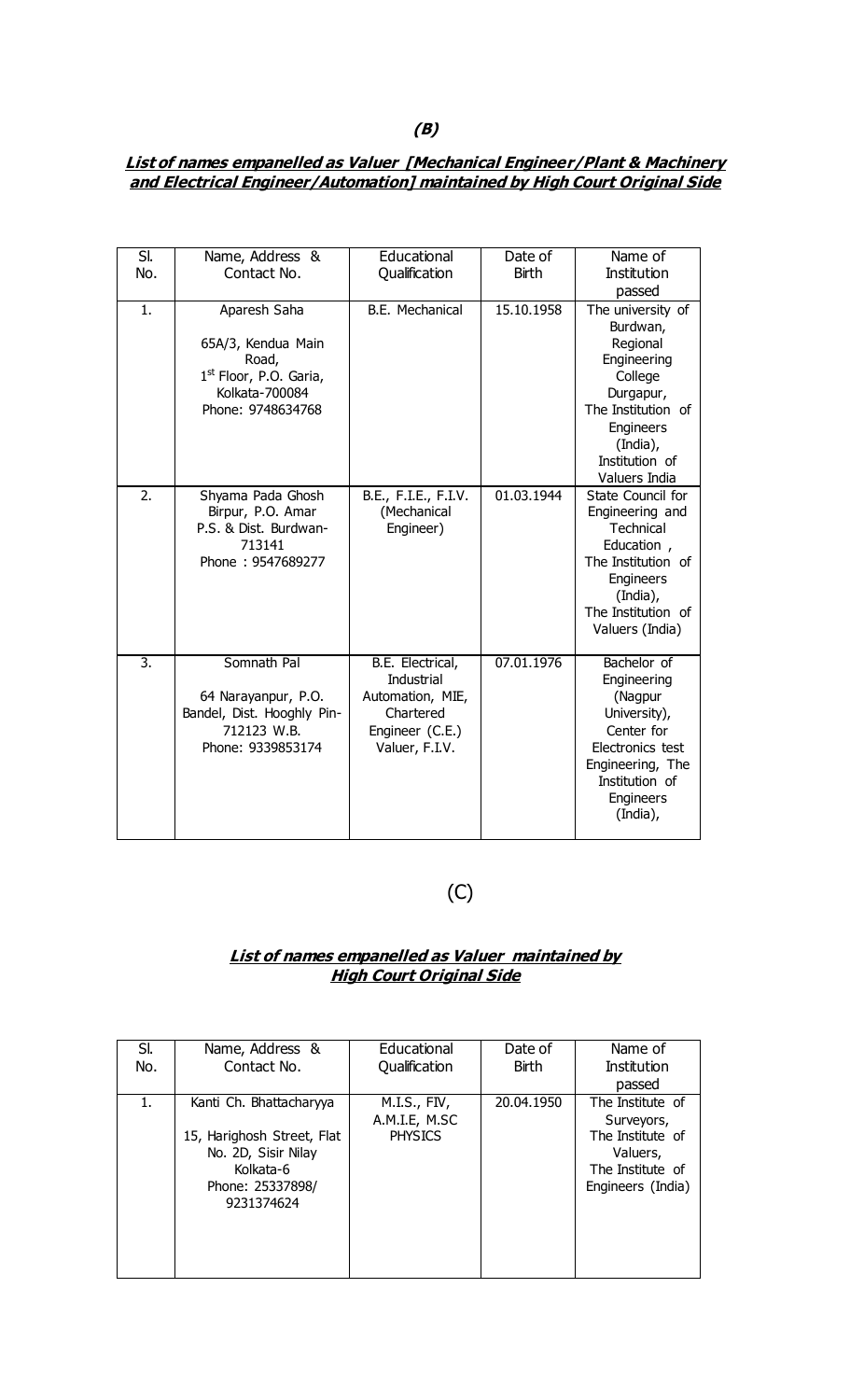**(B)**

***List of names empanelled as Valuer [Mechanical Engineer/Plant & Machinery and Electrical Engineer/Automation] maintained by High Court Original Side***

| Sl. No. | Name, Address & Contact No. | Educational Qualification | Date of Birth | Name of Institution passed |
| --- | --- | --- | --- | --- |
| 1. | Aparesh Saha<br><br>65A/3, Kendua Main Road,<br>1st Floor, P.O. Garia,<br>Kolkata-700084<br>Phone: 9748634768 | B.E. Mechanical | 15.10.1958 | The university of Burdwan, Regional Engineering College Durgapur, The Institution of Engineers (India), Institution of Valuers India |
| 2. | Shyama Pada Ghosh<br>Birpur, P.O. Amar<br>P.S. & Dist. Burdwan-713141<br>Phone : 9547689277 | B.E., F.I.E., F.I.V. (Mechanical Engineer) | 01.03.1944 | State Council for Engineering and Technical Education , The Institution of Engineers (India), The Institution of Valuers (India) |
| 3. | Somnath Pal<br><br>64 Narayanpur, P.O. Bandel, Dist. Hooghly Pin-712123 W.B.<br>Phone: 9339853174 | B.E. Electrical, Industrial Automation, MIE, Chartered Engineer (C.E.) Valuer, F.I.V. | 07.01.1976 | Bachelor of Engineering (Nagpur University), Center for Electronics test Engineering, The Institution of Engineers (India), |

(C)

***List of names empanelled as Valuer maintained by High Court Original Side***

| Sl. No. | Name, Address & Contact No. | Educational Qualification | Date of Birth | Name of Institution passed |
| --- | --- | --- | --- | --- |
| 1. | Kanti Ch. Bhattacharyya<br><br>15, Harighosh Street, Flat No. 2D, Sisir Nilay<br>Kolkata-6<br>Phone: 25337898/ 9231374624 | M.I.S., FIV, A.M.I.E, M.SC PHYSICS | 20.04.1950 | The Institute of Surveyors, The Institute of Valuers, The Institute of Engineers (India) |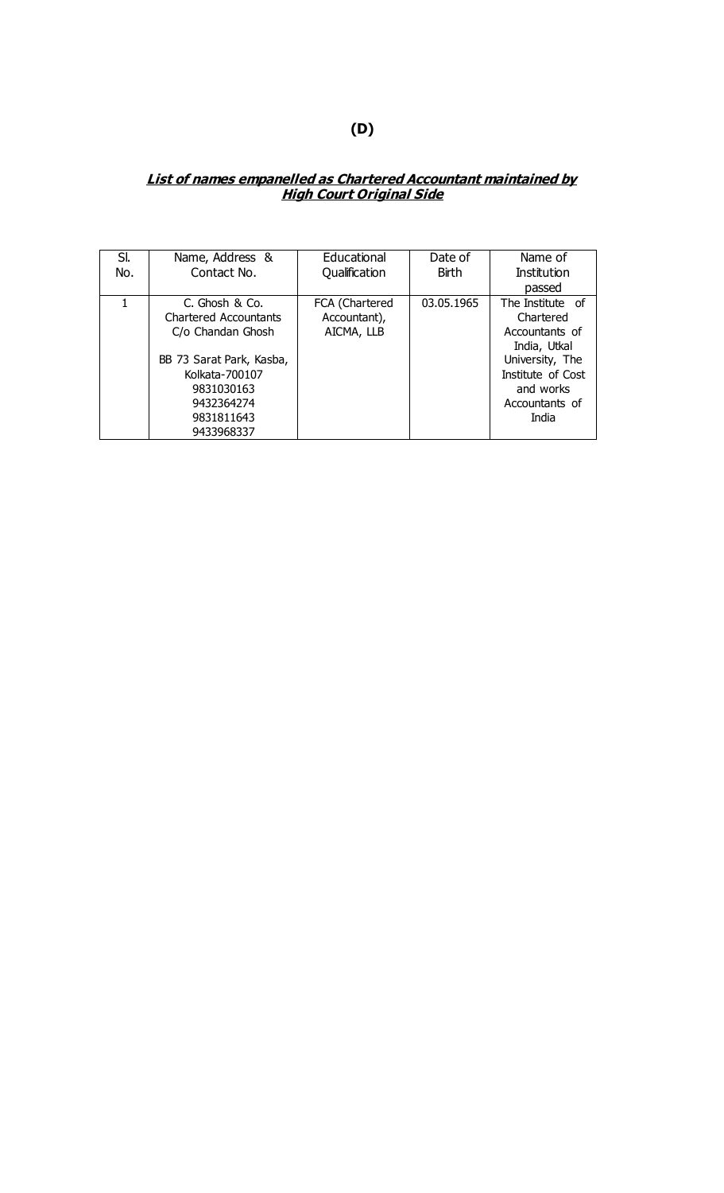**(D)**

***List of names empanelled as Chartered Accountant maintained by High Court Original Side***

| Sl. No. | Name, Address & Contact No. | Educational Qualification | Date of Birth | Name of Institution passed |
|---|---|---|---|---|
| 1 | C. Ghosh & Co. Chartered Accountants C/o Chandan Ghosh<br><br>BB 73 Sarat Park, Kasba, Kolkata-700107<br>9831030163<br>9432364274<br>9831811643<br>9433968337 | FCA (Chartered Accountant), AICMA, LLB | 03.05.1965 | The Institute of Chartered Accountants of India, Utkal University, The Institute of Cost and works Accountants of India |